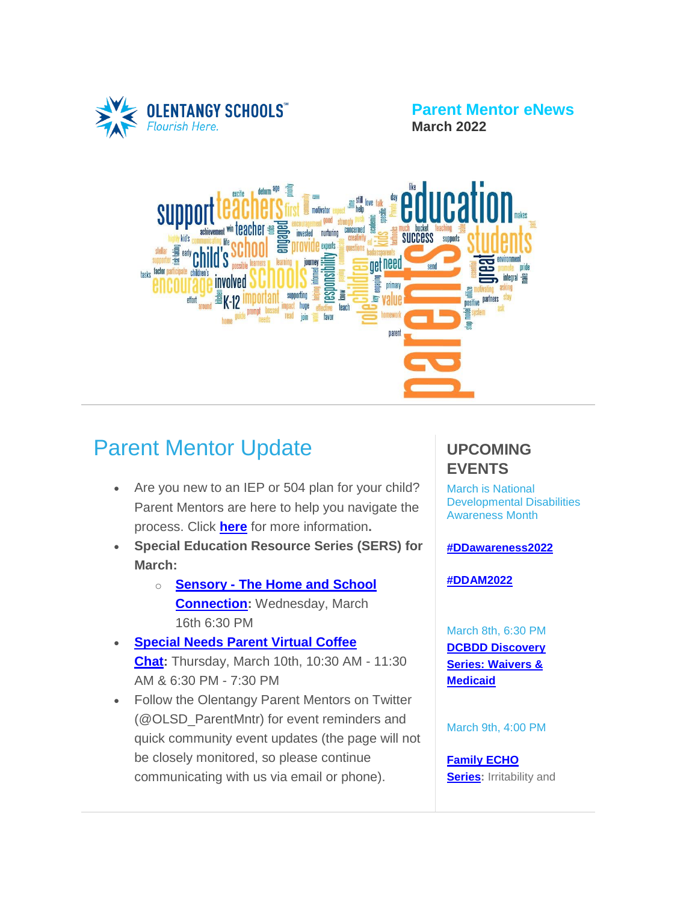OLENTANGY SCHOOLS
Flourish Here.

**Parent Mentor eNews**
**March 2022**

# Parent Mentor Update

- Are you new to an IEP or 504 plan for your child? Parent Mentors are here to help you navigate the process. Click **here** for more information**.**
- **Special Education Resource Series (SERS) for March:**
  - **Sensory - The Home and School Connection:** Wednesday, March 16th 6:30 PM
- **Special Needs Parent Virtual Coffee Chat:** Thursday, March 10th, 10:30 AM - 11:30 AM & 6:30 PM - 7:30 PM
- Follow the Olentangy Parent Mentors on Twitter (@OLSD_ParentMntr) for event reminders and quick community event updates (the page will not be closely monitored, so please continue communicating with us via email or phone).

## UPCOMING EVENTS

March is National Developmental Disabilities Awareness Month

**#DDawareness2022**

**#DDAM2022**

March 8th, 6:30 PM

**DCBDD Discovery Series: Waivers & Medicaid**

March 9th, 4:00 PM

**Family ECHO Series:** Irritability and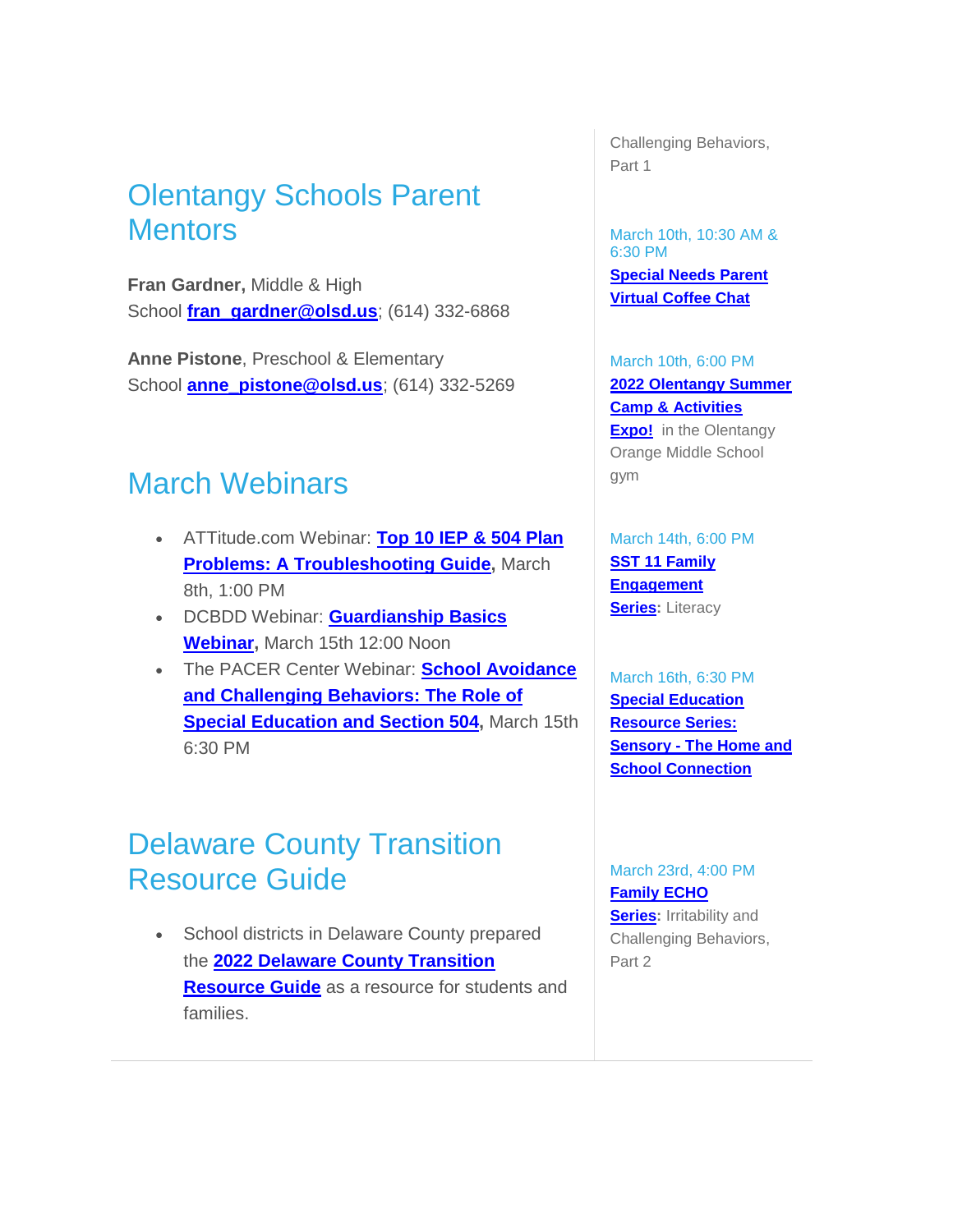## Olentangy Schools Parent Mentors

**Fran Gardner,** Middle & High School **fran_gardner@olsd.us**; (614) 332-6868

**Anne Pistone**, Preschool & Elementary School **anne_pistone@olsd.us**; (614) 332-5269

## March Webinars

- ATTitude.com Webinar: **Top 10 IEP & 504 Plan Problems: A Troubleshooting Guide,** March 8th, 1:00 PM
- DCBDD Webinar: **Guardianship Basics Webinar,** March 15th 12:00 Noon
- The PACER Center Webinar: **School Avoidance and Challenging Behaviors: The Role of Special Education and Section 504**, March 15th 6:30 PM

## Delaware County Transition Resource Guide

- School districts in Delaware County prepared the **2022 Delaware County Transition Resource Guide** as a resource for students and families.

Challenging Behaviors, Part 1

March 10th, 10:30 AM & 6:30 PM
**Special Needs Parent Virtual Coffee Chat**

March 10th, 6:00 PM
**2022 Olentangy Summer Camp & Activities Expo!** in the Olentangy Orange Middle School gym

March 14th, 6:00 PM
**SST 11 Family Engagement Series:** Literacy

March 16th, 6:30 PM
**Special Education Resource Series: Sensory - The Home and School Connection**

March 23rd, 4:00 PM
**Family ECHO Series:** Irritability and Challenging Behaviors, Part 2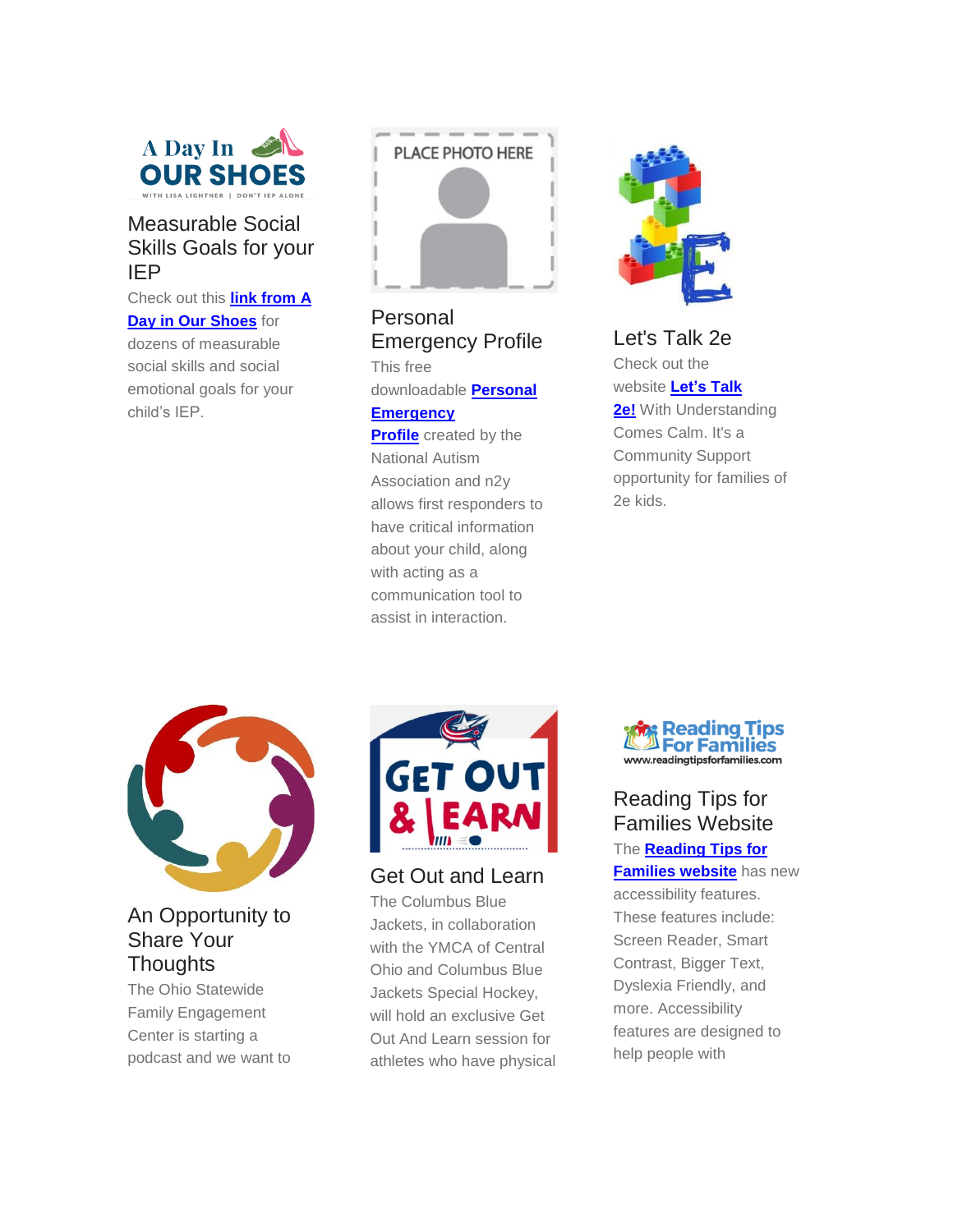## Measurable Social Skills Goals for your IEP

Check out this **link from A Day in Our Shoes** for dozens of measurable social skills and social emotional goals for your child's IEP.

## Personal Emergency Profile

This free downloadable **Personal Emergency Profile** created by the National Autism Association and n2y allows first responders to have critical information about your child, along with acting as a communication tool to assist in interaction.

## Let's Talk 2e

Check out the website **Let's Talk 2e!** With Understanding Comes Calm. It's a Community Support opportunity for families of 2e kids.

## An Opportunity to Share Your Thoughts

The Ohio Statewide Family Engagement Center is starting a podcast and we want to

## Get Out and Learn

The Columbus Blue Jackets, in collaboration with the YMCA of Central Ohio and Columbus Blue Jackets Special Hockey, will hold an exclusive Get Out And Learn session for athletes who have physical

## Reading Tips for Families Website

The **Reading Tips for Families website** has new accessibility features. These features include: Screen Reader, Smart Contrast, Bigger Text, Dyslexia Friendly, and more. Accessibility features are designed to help people with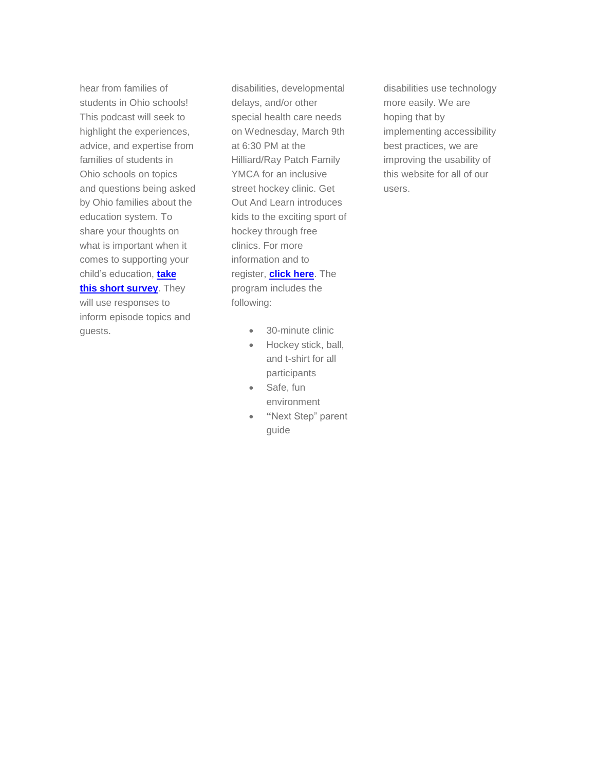hear from families of students in Ohio schools! This podcast will seek to highlight the experiences, advice, and expertise from families of students in Ohio schools on topics and questions being asked by Ohio families about the education system. To share your thoughts on what is important when it comes to supporting your child's education, **take this short survey**. They will use responses to inform episode topics and guests.

disabilities, developmental delays, and/or other special health care needs on Wednesday, March 9th at 6:30 PM at the Hilliard/Ray Patch Family YMCA for an inclusive street hockey clinic. Get Out And Learn introduces kids to the exciting sport of hockey through free clinics. For more information and to register, **click here**. The program includes the following:

- 30-minute clinic
- Hockey stick, ball, and t-shirt for all participants
- Safe, fun environment
- "Next Step" parent guide

disabilities use technology more easily. We are hoping that by implementing accessibility best practices, we are improving the usability of this website for all of our users.